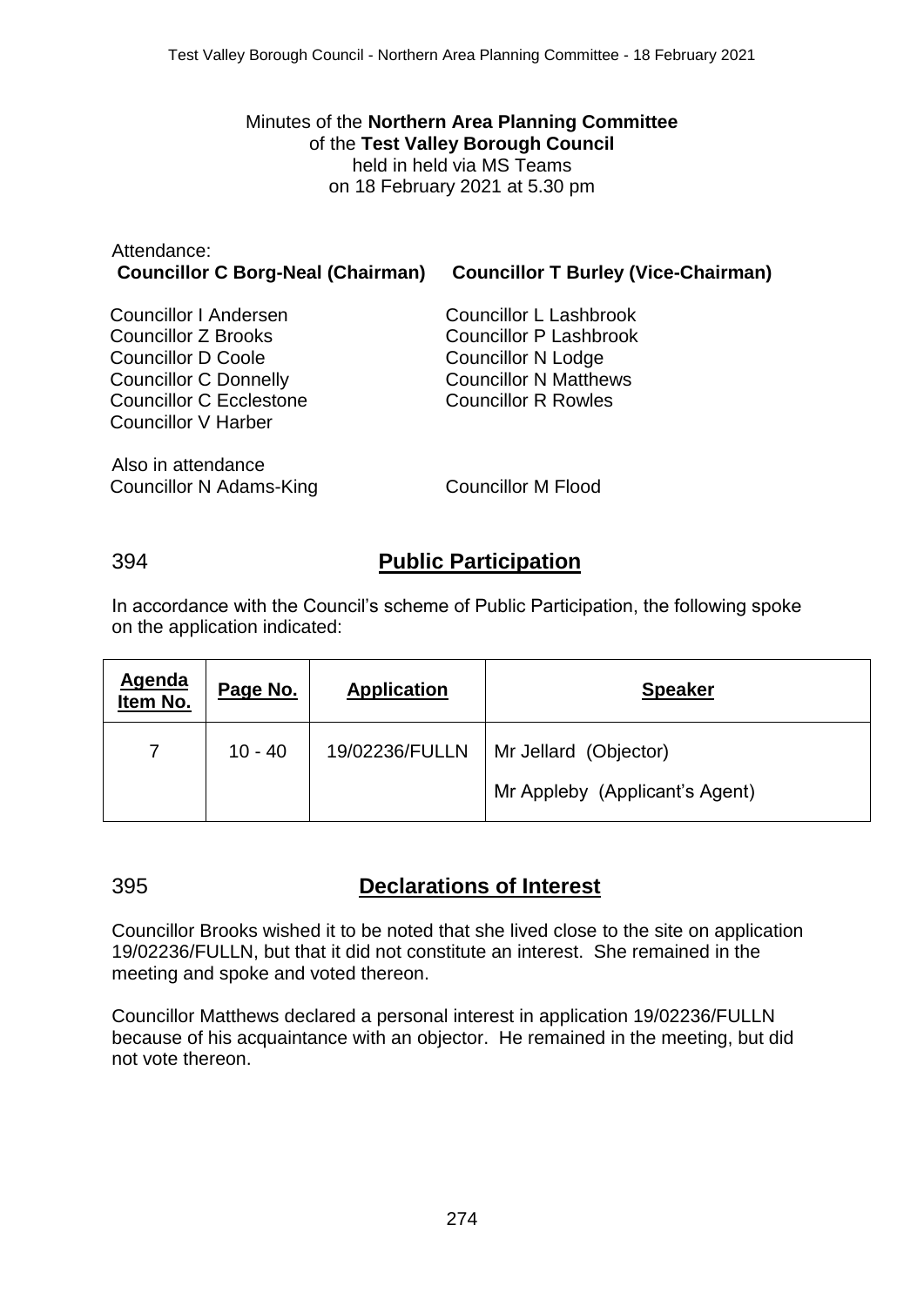Minutes of the **Northern Area Planning Committee**
of the **Test Valley Borough Council**
held in held via MS Teams
on 18 February 2021 at 5.30 pm

Attendance:
**Councillor C Borg-Neal (Chairman)** **Councillor T Burley (Vice-Chairman)**

Councillor I Andersen
Councillor Z Brooks
Councillor D Coole
Councillor C Donnelly
Councillor C Ecclestone
Councillor V Harber
Councillor L Lashbrook
Councillor P Lashbrook
Councillor N Lodge
Councillor N Matthews
Councillor R Rowles

Also in attendance
Councillor N Adams-King
Councillor M Flood

## 394 Public Participation

In accordance with the Council's scheme of Public Participation, the following spoke on the application indicated:

| Agenda Item No. | Page No. | Application | Speaker |
|---|---|---|---|
| 7 | 10 - 40 | 19/02236/FULLN | Mr Jellard (Objector)<br>Mr Appleby (Applicant's Agent) |

## 395 Declarations of Interest

Councillor Brooks wished it to be noted that she lived close to the site on application 19/02236/FULLN, but that it did not constitute an interest. She remained in the meeting and spoke and voted thereon.

Councillor Matthews declared a personal interest in application 19/02236/FULLN because of his acquaintance with an objector. He remained in the meeting, but did not vote thereon.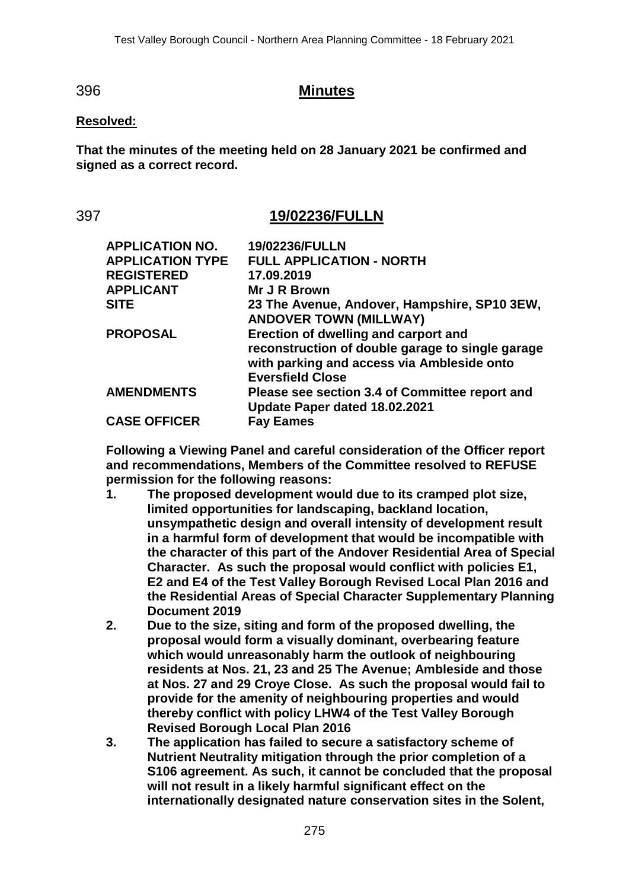## 396 Minutes

**Resolved:**

**That the minutes of the meeting held on 28 January 2021 be confirmed and signed as a correct record.**

## 397 19/02236/FULLN

| | |
|---|---|
| **APPLICATION NO.** | **19/02236/FULLN** |
| **APPLICATION TYPE** | **FULL APPLICATION - NORTH** |
| **REGISTERED** | **17.09.2019** |
| **APPLICANT** | **Mr J R Brown** |
| **SITE** | **23 The Avenue, Andover, Hampshire, SP10 3EW, ANDOVER TOWN (MILLWAY)** |
| **PROPOSAL** | **Erection of dwelling and carport and reconstruction of double garage to single garage with parking and access via Ambleside onto Eversfield Close** |
| **AMENDMENTS** | **Please see section 3.4 of Committee report and Update Paper dated 18.02.2021** |
| **CASE OFFICER** | **Fay Eames** |

**Following a Viewing Panel and careful consideration of the Officer report and recommendations, Members of the Committee resolved to REFUSE permission for the following reasons:**

1. **The proposed development would due to its cramped plot size, limited opportunities for landscaping, backland location, unsympathetic design and overall intensity of development result in a harmful form of development that would be incompatible with the character of this part of the Andover Residential Area of Special Character. As such the proposal would conflict with policies E1, E2 and E4 of the Test Valley Borough Revised Local Plan 2016 and the Residential Areas of Special Character Supplementary Planning Document 2019**
2. **Due to the size, siting and form of the proposed dwelling, the proposal would form a visually dominant, overbearing feature which would unreasonably harm the outlook of neighbouring residents at Nos. 21, 23 and 25 The Avenue; Ambleside and those at Nos. 27 and 29 Croye Close. As such the proposal would fail to provide for the amenity of neighbouring properties and would thereby conflict with policy LHW4 of the Test Valley Borough Revised Borough Local Plan 2016**
3. **The application has failed to secure a satisfactory scheme of Nutrient Neutrality mitigation through the prior completion of a S106 agreement. As such, it cannot be concluded that the proposal will not result in a likely harmful significant effect on the internationally designated nature conservation sites in the Solent,**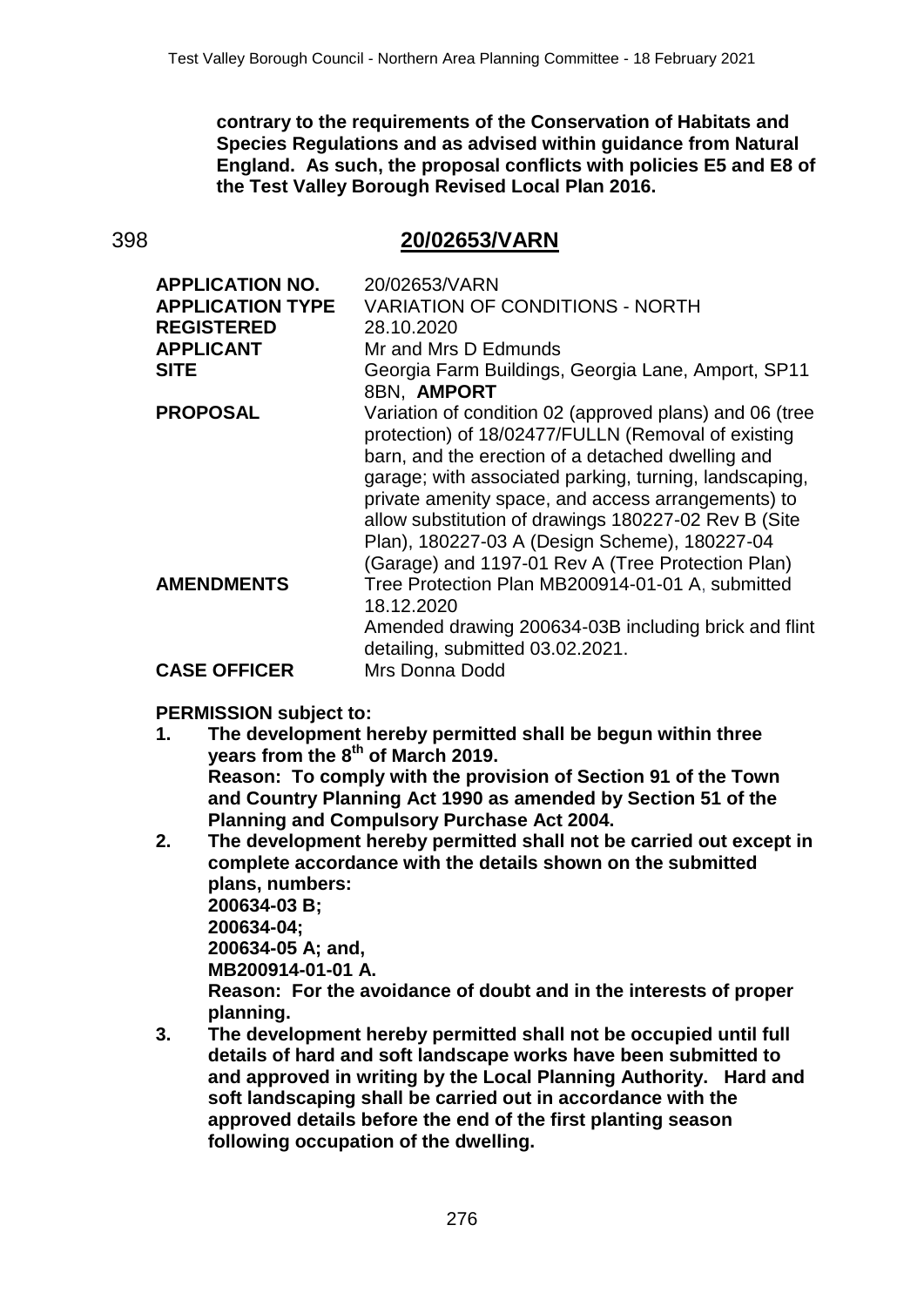**contrary to the requirements of the Conservation of Habitats and Species Regulations and as advised within guidance from Natural England. As such, the proposal conflicts with policies E5 and E8 of the Test Valley Borough Revised Local Plan 2016.**

## 398 20/02653/VARN

| | |
|---|---|
| **APPLICATION NO.** | 20/02653/VARN |
| **APPLICATION TYPE** | VARIATION OF CONDITIONS - NORTH |
| **REGISTERED** | 28.10.2020 |
| **APPLICANT** | Mr and Mrs D Edmunds |
| **SITE** | Georgia Farm Buildings, Georgia Lane, Amport, SP11 8BN, **AMPORT** |
| **PROPOSAL** | Variation of condition 02 (approved plans) and 06 (tree protection) of 18/02477/FULLN (Removal of existing barn, and the erection of a detached dwelling and garage; with associated parking, turning, landscaping, private amenity space, and access arrangements) to allow substitution of drawings 180227-02 Rev B (Site Plan), 180227-03 A (Design Scheme), 180227-04 (Garage) and 1197-01 Rev A (Tree Protection Plan) |
| **AMENDMENTS** | Tree Protection Plan MB200914-01-01 A, submitted 18.12.2020<br>Amended drawing 200634-03B including brick and flint detailing, submitted 03.02.2021. |
| **CASE OFFICER** | Mrs Donna Dodd |

**PERMISSION subject to:**

1. **The development hereby permitted shall be begun within three years from the 8th of March 2019.**
   **Reason: To comply with the provision of Section 91 of the Town and Country Planning Act 1990 as amended by Section 51 of the Planning and Compulsory Purchase Act 2004.**
2. **The development hereby permitted shall not be carried out except in complete accordance with the details shown on the submitted plans, numbers:**
   **200634-03 B;**
   **200634-04;**
   **200634-05 A; and,**
   **MB200914-01-01 A.**
   **Reason: For the avoidance of doubt and in the interests of proper planning.**
3. **The development hereby permitted shall not be occupied until full details of hard and soft landscape works have been submitted to and approved in writing by the Local Planning Authority. Hard and soft landscaping shall be carried out in accordance with the approved details before the end of the first planting season following occupation of the dwelling.**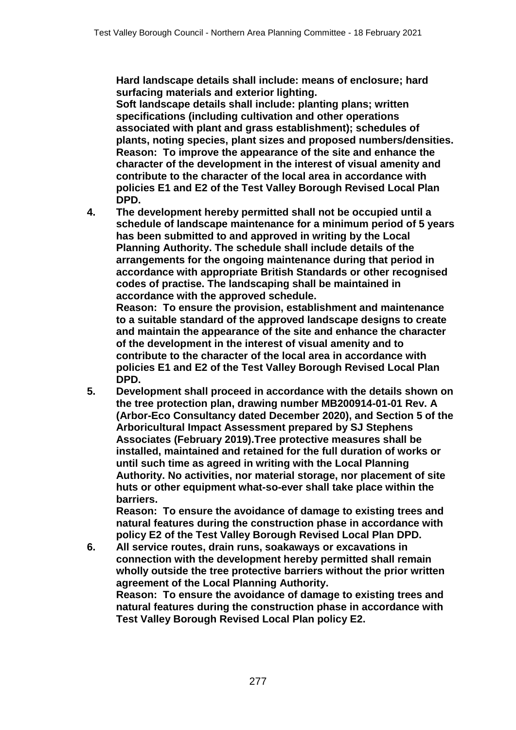**Hard landscape details shall include: means of enclosure; hard surfacing materials and exterior lighting.**
**Soft landscape details shall include: planting plans; written specifications (including cultivation and other operations associated with plant and grass establishment); schedules of plants, noting species, plant sizes and proposed numbers/densities.**
**Reason: To improve the appearance of the site and enhance the character of the development in the interest of visual amenity and contribute to the character of the local area in accordance with policies E1 and E2 of the Test Valley Borough Revised Local Plan DPD.**

4. **The development hereby permitted shall not be occupied until a schedule of landscape maintenance for a minimum period of 5 years has been submitted to and approved in writing by the Local Planning Authority. The schedule shall include details of the arrangements for the ongoing maintenance during that period in accordance with appropriate British Standards or other recognised codes of practise. The landscaping shall be maintained in accordance with the approved schedule.**
   **Reason: To ensure the provision, establishment and maintenance to a suitable standard of the approved landscape designs to create and maintain the appearance of the site and enhance the character of the development in the interest of visual amenity and to contribute to the character of the local area in accordance with policies E1 and E2 of the Test Valley Borough Revised Local Plan DPD.**
5. **Development shall proceed in accordance with the details shown on the tree protection plan, drawing number MB200914-01-01 Rev. A (Arbor-Eco Consultancy dated December 2020), and Section 5 of the Arboricultural Impact Assessment prepared by SJ Stephens Associates (February 2019).Tree protective measures shall be installed, maintained and retained for the full duration of works or until such time as agreed in writing with the Local Planning Authority. No activities, nor material storage, nor placement of site huts or other equipment what-so-ever shall take place within the barriers.**
   **Reason: To ensure the avoidance of damage to existing trees and natural features during the construction phase in accordance with policy E2 of the Test Valley Borough Revised Local Plan DPD.**
6. **All service routes, drain runs, soakaways or excavations in connection with the development hereby permitted shall remain wholly outside the tree protective barriers without the prior written agreement of the Local Planning Authority.**
   **Reason: To ensure the avoidance of damage to existing trees and natural features during the construction phase in accordance with Test Valley Borough Revised Local Plan policy E2.**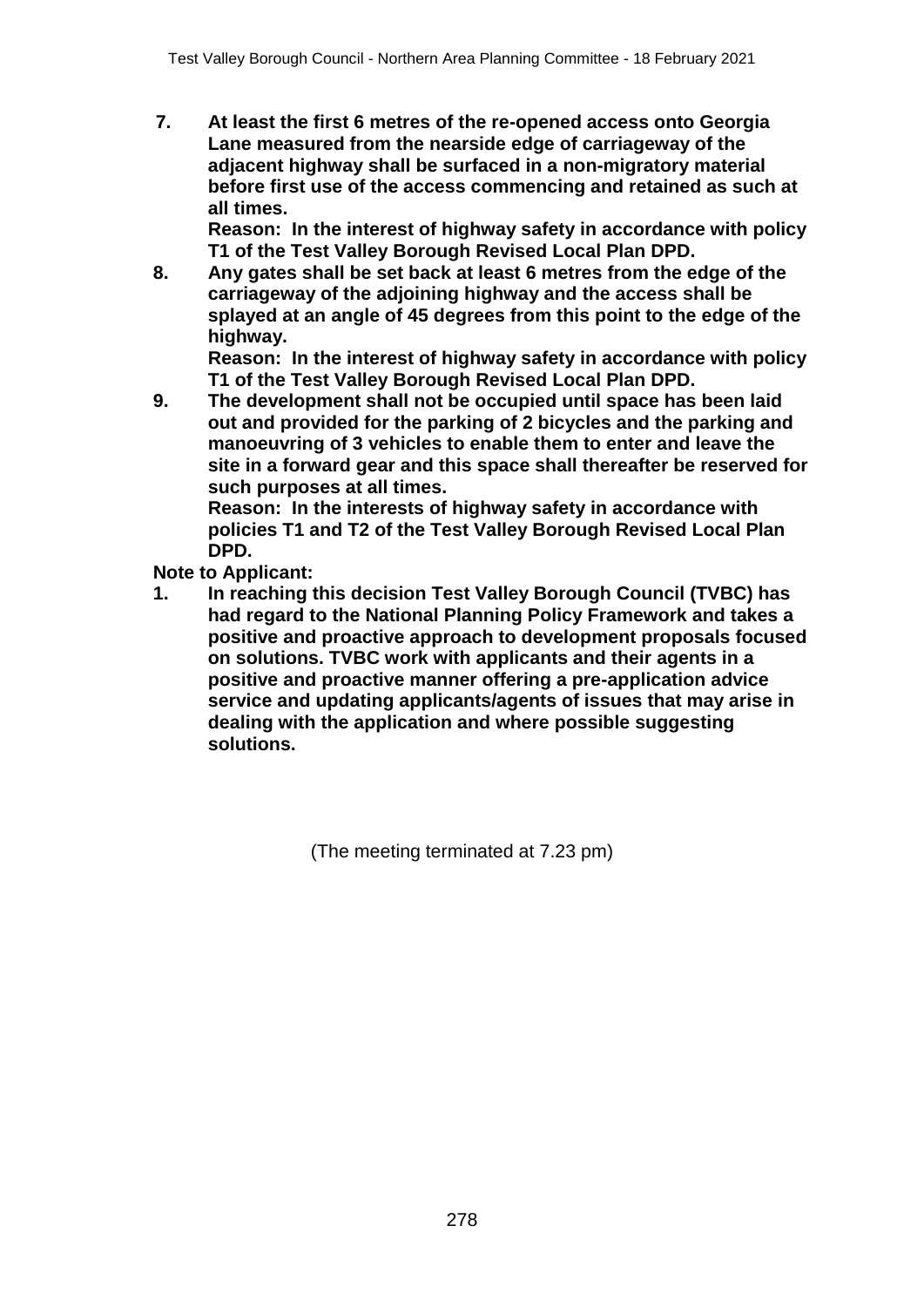7. **At least the first 6 metres of the re-opened access onto Georgia Lane measured from the nearside edge of carriageway of the adjacent highway shall be surfaced in a non-migratory material before first use of the access commencing and retained as such at all times.**
   **Reason: In the interest of highway safety in accordance with policy T1 of the Test Valley Borough Revised Local Plan DPD.**
8. **Any gates shall be set back at least 6 metres from the edge of the carriageway of the adjoining highway and the access shall be splayed at an angle of 45 degrees from this point to the edge of the highway.**
   **Reason: In the interest of highway safety in accordance with policy T1 of the Test Valley Borough Revised Local Plan DPD.**
9. **The development shall not be occupied until space has been laid out and provided for the parking of 2 bicycles and the parking and manoeuvring of 3 vehicles to enable them to enter and leave the site in a forward gear and this space shall thereafter be reserved for such purposes at all times.**
   **Reason: In the interests of highway safety in accordance with policies T1 and T2 of the Test Valley Borough Revised Local Plan DPD.**

**Note to Applicant:**

1. **In reaching this decision Test Valley Borough Council (TVBC) has had regard to the National Planning Policy Framework and takes a positive and proactive approach to development proposals focused on solutions. TVBC work with applicants and their agents in a positive and proactive manner offering a pre-application advice service and updating applicants/agents of issues that may arise in dealing with the application and where possible suggesting solutions.**

(The meeting terminated at 7.23 pm)